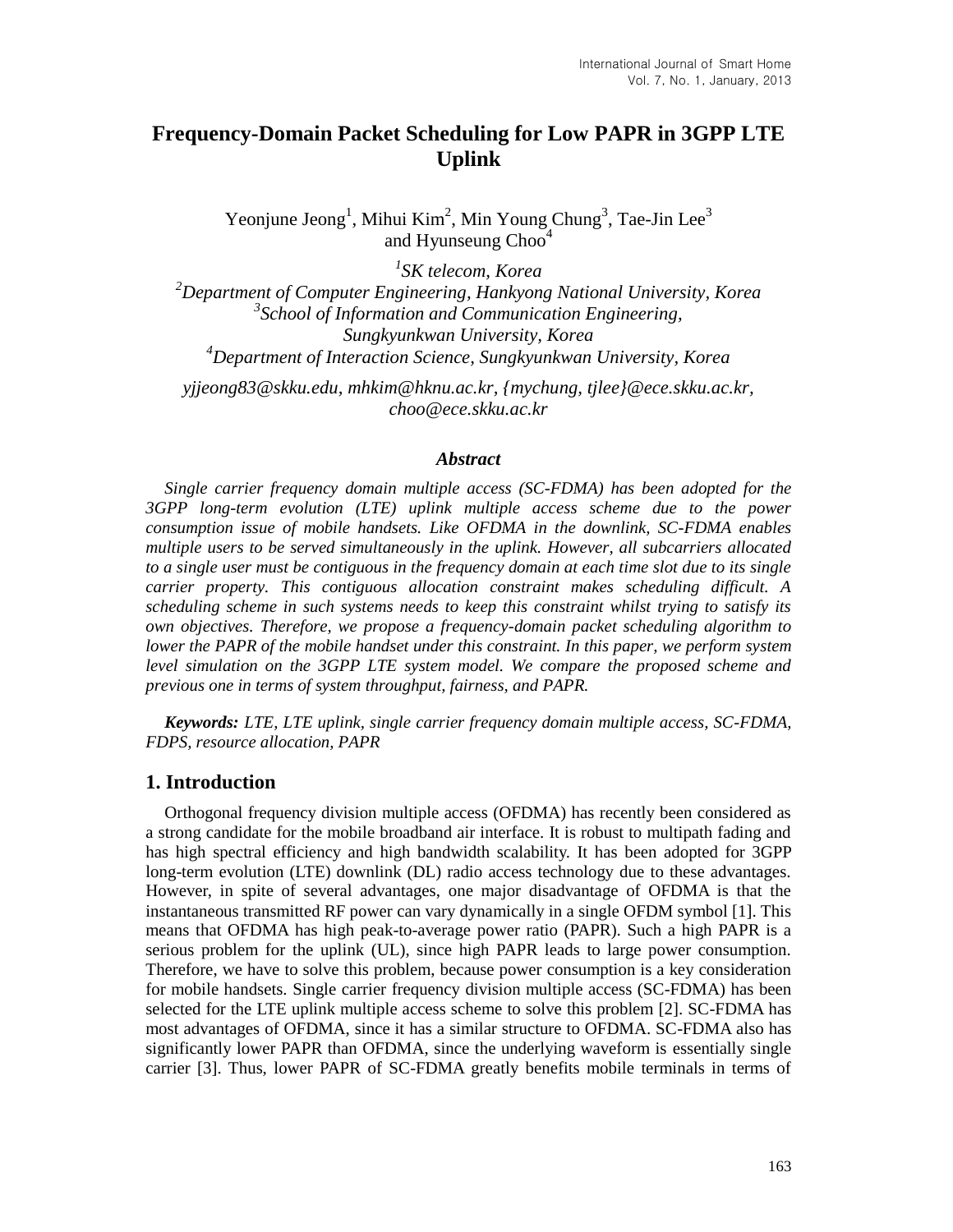# Frequency-Domain Packet Scheduling for Low PAPR in 3GPP LTE Uplink

Yeonjune Jeong[1], Mihui Kim[2], Min Young Chung[3], Tae-Jin Lee[3] and Hyunseung Choo[4]

*[1]SK telecom, Korea*
*[2]Department of Computer Engineering, Hankyong National University, Korea*
*[3]School of Information and Communication Engineering, Sungkyunkwan University, Korea*
*[4]Department of Interaction Science, Sungkyunkwan University, Korea*

*yjjeong83@skku.edu, mhkim@hknu.ac.kr, {mychung, tjlee}@ece.skku.ac.kr, choo@ece.skku.ac.kr*

### *Abstract*

*Single carrier frequency domain multiple access (SC-FDMA) has been adopted for the 3GPP long-term evolution (LTE) uplink multiple access scheme due to the power consumption issue of mobile handsets. Like OFDMA in the downlink, SC-FDMA enables multiple users to be served simultaneously in the uplink. However, all subcarriers allocated to a single user must be contiguous in the frequency domain at each time slot due to its single carrier property. This contiguous allocation constraint makes scheduling difficult. A scheduling scheme in such systems needs to keep this constraint whilst trying to satisfy its own objectives. Therefore, we propose a frequency-domain packet scheduling algorithm to lower the PAPR of the mobile handset under this constraint. In this paper, we perform system level simulation on the 3GPP LTE system model. We compare the proposed scheme and previous one in terms of system throughput, fairness, and PAPR.*

***Keywords:*** *LTE, LTE uplink, single carrier frequency domain multiple access, SC-FDMA, FDPS, resource allocation, PAPR*

## 1. Introduction

Orthogonal frequency division multiple access (OFDMA) has recently been considered as a strong candidate for the mobile broadband air interface. It is robust to multipath fading and has high spectral efficiency and high bandwidth scalability. It has been adopted for 3GPP long-term evolution (LTE) downlink (DL) radio access technology due to these advantages. However, in spite of several advantages, one major disadvantage of OFDMA is that the instantaneous transmitted RF power can vary dynamically in a single OFDM symbol [1]. This means that OFDMA has high peak-to-average power ratio (PAPR). Such a high PAPR is a serious problem for the uplink (UL), since high PAPR leads to large power consumption. Therefore, we have to solve this problem, because power consumption is a key consideration for mobile handsets. Single carrier frequency division multiple access (SC-FDMA) has been selected for the LTE uplink multiple access scheme to solve this problem [2]. SC-FDMA has most advantages of OFDMA, since it has a similar structure to OFDMA. SC-FDMA also has significantly lower PAPR than OFDMA, since the underlying waveform is essentially single carrier [3]. Thus, lower PAPR of SC-FDMA greatly benefits mobile terminals in terms of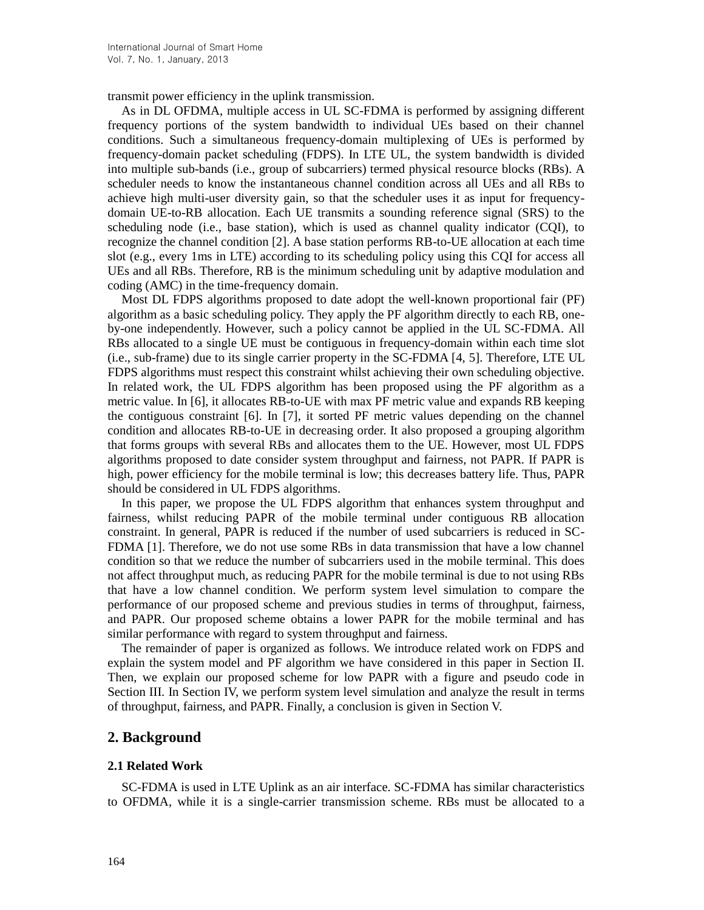transmit power efficiency in the uplink transmission.

As in DL OFDMA, multiple access in UL SC-FDMA is performed by assigning different frequency portions of the system bandwidth to individual UEs based on their channel conditions. Such a simultaneous frequency-domain multiplexing of UEs is performed by frequency-domain packet scheduling (FDPS). In LTE UL, the system bandwidth is divided into multiple sub-bands (i.e., group of subcarriers) termed physical resource blocks (RBs). A scheduler needs to know the instantaneous channel condition across all UEs and all RBs to achieve high multi-user diversity gain, so that the scheduler uses it as input for frequency-domain UE-to-RB allocation. Each UE transmits a sounding reference signal (SRS) to the scheduling node (i.e., base station), which is used as channel quality indicator (CQI), to recognize the channel condition [2]. A base station performs RB-to-UE allocation at each time slot (e.g., every 1ms in LTE) according to its scheduling policy using this CQI for access all UEs and all RBs. Therefore, RB is the minimum scheduling unit by adaptive modulation and coding (AMC) in the time-frequency domain.

Most DL FDPS algorithms proposed to date adopt the well-known proportional fair (PF) algorithm as a basic scheduling policy. They apply the PF algorithm directly to each RB, one-by-one independently. However, such a policy cannot be applied in the UL SC-FDMA. All RBs allocated to a single UE must be contiguous in frequency-domain within each time slot (i.e., sub-frame) due to its single carrier property in the SC-FDMA [4, 5]. Therefore, LTE UL FDPS algorithms must respect this constraint whilst achieving their own scheduling objective. In related work, the UL FDPS algorithm has been proposed using the PF algorithm as a metric value. In [6], it allocates RB-to-UE with max PF metric value and expands RB keeping the contiguous constraint [6]. In [7], it sorted PF metric values depending on the channel condition and allocates RB-to-UE in decreasing order. It also proposed a grouping algorithm that forms groups with several RBs and allocates them to the UE. However, most UL FDPS algorithms proposed to date consider system throughput and fairness, not PAPR. If PAPR is high, power efficiency for the mobile terminal is low; this decreases battery life. Thus, PAPR should be considered in UL FDPS algorithms.

In this paper, we propose the UL FDPS algorithm that enhances system throughput and fairness, whilst reducing PAPR of the mobile terminal under contiguous RB allocation constraint. In general, PAPR is reduced if the number of used subcarriers is reduced in SC-FDMA [1]. Therefore, we do not use some RBs in data transmission that have a low channel condition so that we reduce the number of subcarriers used in the mobile terminal. This does not affect throughput much, as reducing PAPR for the mobile terminal is due to not using RBs that have a low channel condition. We perform system level simulation to compare the performance of our proposed scheme and previous studies in terms of throughput, fairness, and PAPR. Our proposed scheme obtains a lower PAPR for the mobile terminal and has similar performance with regard to system throughput and fairness.

The remainder of paper is organized as follows. We introduce related work on FDPS and explain the system model and PF algorithm we have considered in this paper in Section II. Then, we explain our proposed scheme for low PAPR with a figure and pseudo code in Section III. In Section IV, we perform system level simulation and analyze the result in terms of throughput, fairness, and PAPR. Finally, a conclusion is given in Section V.

## 2. Background

### 2.1 Related Work

SC-FDMA is used in LTE Uplink as an air interface. SC-FDMA has similar characteristics to OFDMA, while it is a single-carrier transmission scheme. RBs must be allocated to a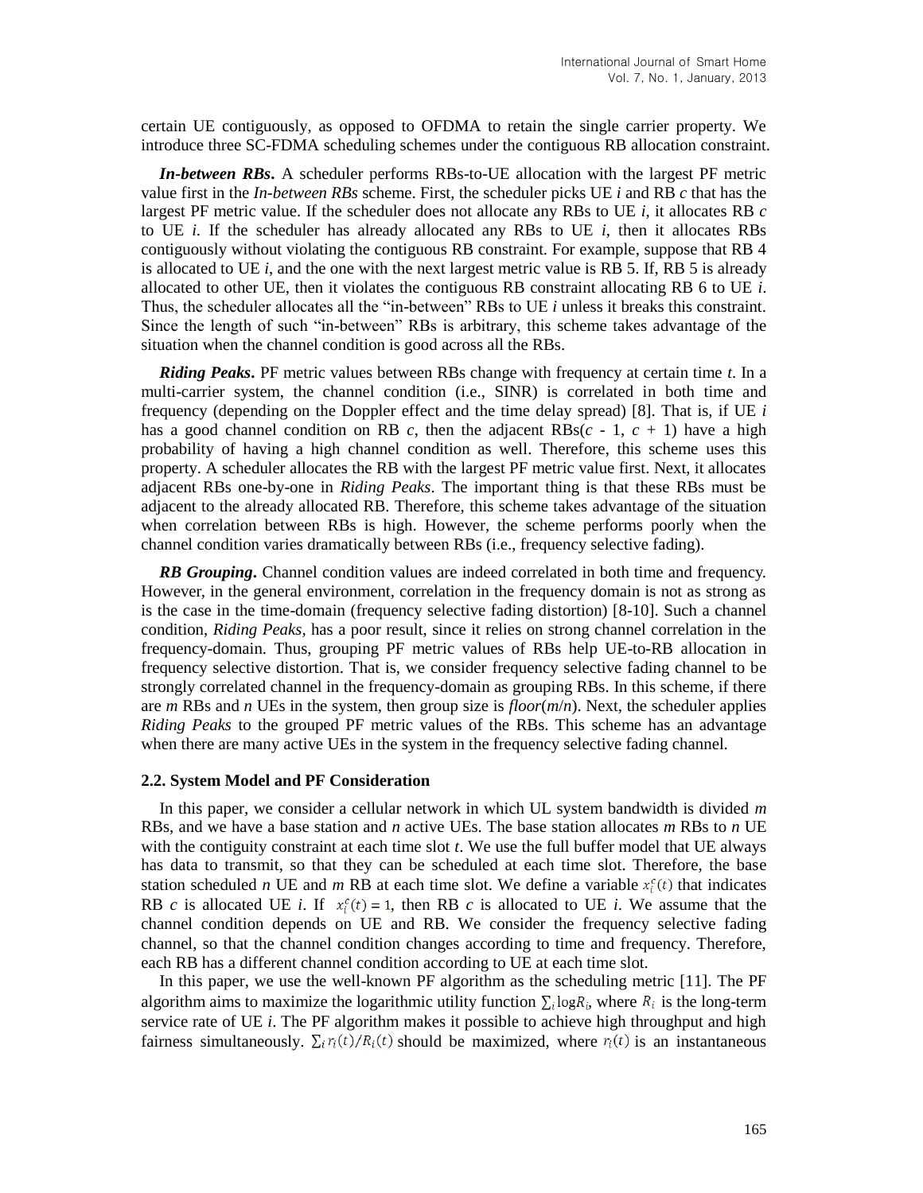certain UE contiguously, as opposed to OFDMA to retain the single carrier property. We introduce three SC-FDMA scheduling schemes under the contiguous RB allocation constraint.

***In-between RBs*.** A scheduler performs RBs-to-UE allocation with the largest PF metric value first in the *In-between RBs* scheme. First, the scheduler picks UE *i* and RB *c* that has the largest PF metric value. If the scheduler does not allocate any RBs to UE *i*, it allocates RB *c* to UE *i*. If the scheduler has already allocated any RBs to UE *i*, then it allocates RBs contiguously without violating the contiguous RB constraint. For example, suppose that RB 4 is allocated to UE *i*, and the one with the next largest metric value is RB 5. If, RB 5 is already allocated to other UE, then it violates the contiguous RB constraint allocating RB 6 to UE *i*. Thus, the scheduler allocates all the "in-between" RBs to UE *i* unless it breaks this constraint. Since the length of such "in-between" RBs is arbitrary, this scheme takes advantage of the situation when the channel condition is good across all the RBs.

***Riding Peaks*.** PF metric values between RBs change with frequency at certain time *t*. In a multi-carrier system, the channel condition (i.e., SINR) is correlated in both time and frequency (depending on the Doppler effect and the time delay spread) [8]. That is, if UE *i* has a good channel condition on RB *c*, then the adjacent RBs($c$ - 1, $c$ + 1) have a high probability of having a high channel condition as well. Therefore, this scheme uses this property. A scheduler allocates the RB with the largest PF metric value first. Next, it allocates adjacent RBs one-by-one in *Riding Peaks*. The important thing is that these RBs must be adjacent to the already allocated RB. Therefore, this scheme takes advantage of the situation when correlation between RBs is high. However, the scheme performs poorly when the channel condition varies dramatically between RBs (i.e., frequency selective fading).

***RB Grouping*.** Channel condition values are indeed correlated in both time and frequency. However, in the general environment, correlation in the frequency domain is not as strong as is the case in the time-domain (frequency selective fading distortion) [8-10]. Such a channel condition, *Riding Peaks*, has a poor result, since it relies on strong channel correlation in the frequency-domain. Thus, grouping PF metric values of RBs help UE-to-RB allocation in frequency selective distortion. That is, we consider frequency selective fading channel to be strongly correlated channel in the frequency-domain as grouping RBs. In this scheme, if there are *m* RBs and *n* UEs in the system, then group size is *floor*($m$/$n$). Next, the scheduler applies *Riding Peaks* to the grouped PF metric values of the RBs. This scheme has an advantage when there are many active UEs in the system in the frequency selective fading channel.

### 2.2. System Model and PF Consideration

In this paper, we consider a cellular network in which UL system bandwidth is divided *m* RBs, and we have a base station and *n* active UEs. The base station allocates *m* RBs to *n* UE with the contiguity constraint at each time slot *t*. We use the full buffer model that UE always has data to transmit, so that they can be scheduled at each time slot. Therefore, the base station scheduled *n* UE and *m* RB at each time slot. We define a variable $x_i^c(t)$ that indicates RB *c* is allocated UE *i*. If $x_i^c(t) = 1$, then RB *c* is allocated to UE *i*. We assume that the channel condition depends on UE and RB. We consider the frequency selective fading channel, so that the channel condition changes according to time and frequency. Therefore, each RB has a different channel condition according to UE at each time slot.

In this paper, we use the well-known PF algorithm as the scheduling metric [11]. The PF algorithm aims to maximize the logarithmic utility function $\sum_i \log R_i$, where $R_i$ is the long-term service rate of UE *i*. The PF algorithm makes it possible to achieve high throughput and high fairness simultaneously. $\sum_i r_i(t)/R_i(t)$ should be maximized, where $r_i(t)$ is an instantaneous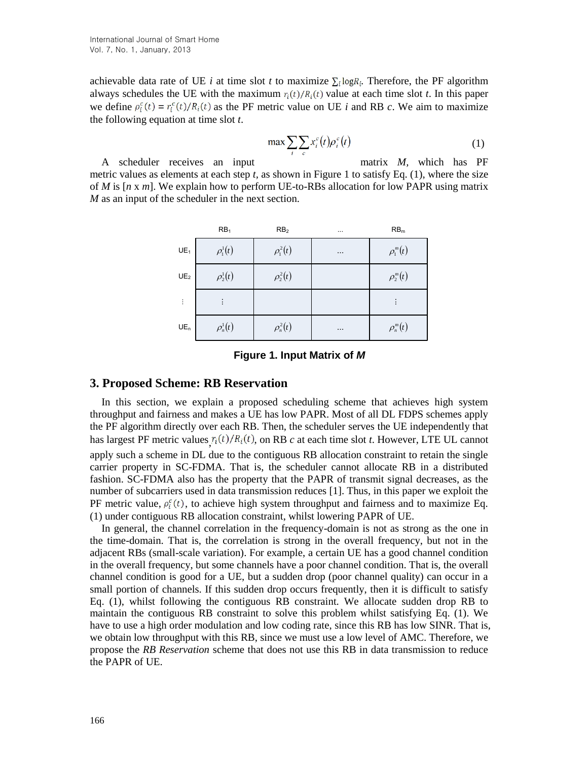achievable data rate of UE $i$ at time slot $t$ to maximize $\sum_i \log R_i$. Therefore, the PF algorithm always schedules the UE with the maximum $r_i(t)/R_i(t)$ value at each time slot $t$. In this paper we define $\rho_i^c(t) = r_i^c(t)/R_i(t)$ as the PF metric value on UE $i$ and RB $c$. We aim to maximize the following equation at time slot $t$.

$$\max \sum_i \sum_c x_i^c(t) \rho_i^c(t) \tag{1}$$

A scheduler receives an input matrix $M$, which has PF metric values as elements at each step $t$, as shown in Figure 1 to satisfy Eq. (1), where the size of $M$ is [$n$ x $m$]. We explain how to perform UE-to-RBs allocation for low PAPR using matrix $M$ as an input of the scheduler in the next section.

| | $RB_1$ | $RB_2$ | ... | $RB_m$ |
|---|---|---|---|---|
| $UE_1$ | $\rho_1^1(t)$ | $\rho_1^2(t)$ | ... | $\rho_1^m(t)$ |
| $UE_2$ | $\rho_2^1(t)$ | $\rho_2^2(t)$ | | $\rho_2^m(t)$ |
| ⋮ | ⋮ | | | ⋮ |
| $UE_n$ | $\rho_n^1(t)$ | $\rho_n^2(t)$ | ... | $\rho_n^m(t)$ |

**Figure 1. Input Matrix of *M***

## 3. Proposed Scheme: RB Reservation

In this section, we explain a proposed scheduling scheme that achieves high system throughput and fairness and makes a UE has low PAPR. Most of all DL FDPS schemes apply the PF algorithm directly over each RB. Then, the scheduler serves the UE independently that has largest PF metric values, $r_i(t)/R_i(t)$, on RB $c$ at each time slot $t$. However, LTE UL cannot apply such a scheme in DL due to the contiguous RB allocation constraint to retain the single carrier property in SC-FDMA. That is, the scheduler cannot allocate RB in a distributed fashion. SC-FDMA also has the property that the PAPR of transmit signal decreases, as the number of subcarriers used in data transmission reduces [1]. Thus, in this paper we exploit the PF metric value, $\rho_i^c(t)$, to achieve high system throughput and fairness and to maximize Eq. (1) under contiguous RB allocation constraint, whilst lowering PAPR of UE.

In general, the channel correlation in the frequency-domain is not as strong as the one in the time-domain. That is, the correlation is strong in the overall frequency, but not in the adjacent RBs (small-scale variation). For example, a certain UE has a good channel condition in the overall frequency, but some channels have a poor channel condition. That is, the overall channel condition is good for a UE, but a sudden drop (poor channel quality) can occur in a small portion of channels. If this sudden drop occurs frequently, then it is difficult to satisfy Eq. (1), whilst following the contiguous RB constraint. We allocate sudden drop RB to maintain the contiguous RB constraint to solve this problem whilst satisfying Eq. (1). We have to use a high order modulation and low coding rate, since this RB has low SINR. That is, we obtain low throughput with this RB, since we must use a low level of AMC. Therefore, we propose the *RB Reservation* scheme that does not use this RB in data transmission to reduce the PAPR of UE.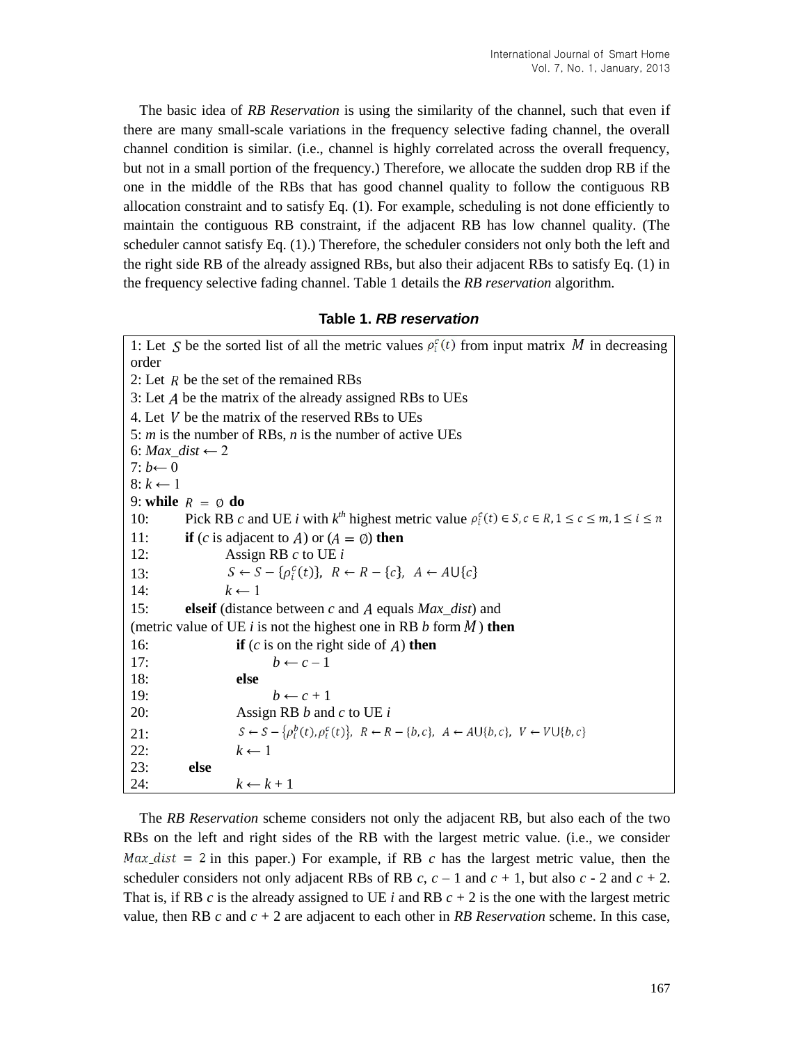The basic idea of *RB Reservation* is using the similarity of the channel, such that even if there are many small-scale variations in the frequency selective fading channel, the overall channel condition is similar. (i.e., channel is highly correlated across the overall frequency, but not in a small portion of the frequency.) Therefore, we allocate the sudden drop RB if the one in the middle of the RBs that has good channel quality to follow the contiguous RB allocation constraint and to satisfy Eq. (1). For example, scheduling is not done efficiently to maintain the contiguous RB constraint, if the adjacent RB has low channel quality. (The scheduler cannot satisfy Eq. (1).) Therefore, the scheduler considers not only both the left and the right side RB of the already assigned RBs, but also their adjacent RBs to satisfy Eq. (1) in the frequency selective fading channel. Table 1 details the *RB reservation* algorithm.

**Table 1. *RB reservation***

```
1: Let S be the sorted list of all the metric values ρ_i^c(t) from input matrix M in decreasing order
2: Let R be the set of the remained RBs
3: Let A be the matrix of the already assigned RBs to UEs
4. Let V be the matrix of the reserved RBs to UEs
5: m is the number of RBs, n is the number of active UEs
6: Max_dist ← 2
7: b← 0
8: k ← 1
9: while R = ∅ do
10:     Pick RB c and UE i with k^th highest metric value ρ_i^c(t) ∈ S, c ∈ R, 1 ≤ c ≤ m, 1 ≤ i ≤ n
11:     if (c is adjacent to A) or (A = ∅) then
12:         Assign RB c to UE i
13:         S ← S − {ρ_i^c(t)},  R ← R − {c},  A ← A∪{c}
14:         k ← 1
15:     elseif (distance between c and A equals Max_dist) and
(metric value of UE i is not the highest one in RB b form M) then
16:         if (c is on the right side of A) then
17:             b ← c – 1
18:         else
19:             b ← c + 1
20:         Assign RB b and c to UE i
21:         S ← S − {ρ_i^b(t), ρ_i^c(t)},  R ← R − {b,c},  A ← A∪{b,c},  V ← V∪{b,c}
22:         k ← 1
23:     else
24:         k ← k + 1
```

The *RB Reservation* scheme considers not only the adjacent RB, but also each of the two RBs on the left and right sides of the RB with the largest metric value. (i.e., we consider $Max\_dist = 2$ in this paper.) For example, if RB *c* has the largest metric value, then the scheduler considers not only adjacent RBs of RB *c*, $c - 1$ and $c + 1$, but also $c - 2$ and $c + 2$. That is, if RB *c* is the already assigned to UE *i* and RB $c + 2$ is the one with the largest metric value, then RB *c* and $c + 2$ are adjacent to each other in *RB Reservation* scheme. In this case,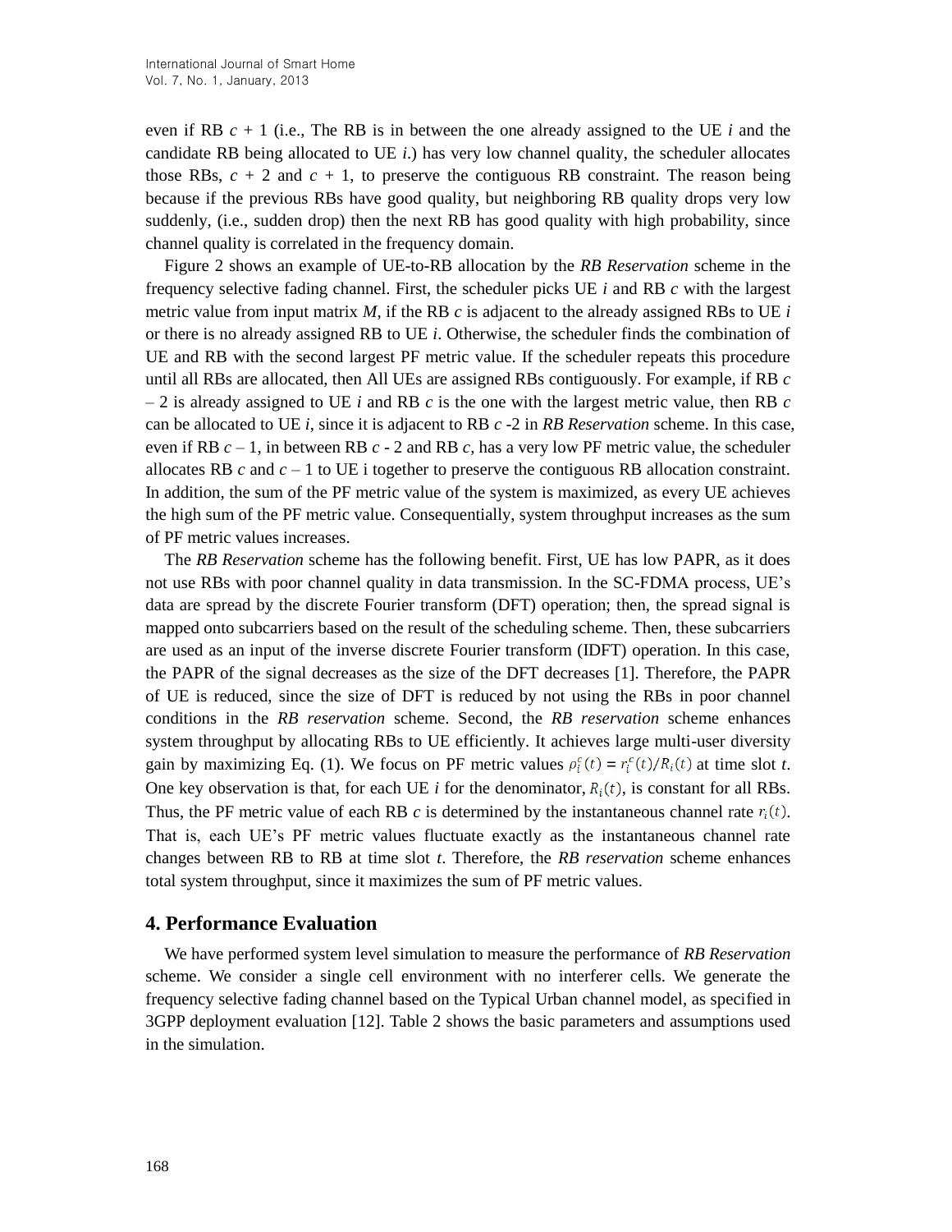even if RB $c + 1$ (i.e., The RB is in between the one already assigned to the UE $i$ and the candidate RB being allocated to UE $i$.) has very low channel quality, the scheduler allocates those RBs, $c + 2$ and $c + 1$, to preserve the contiguous RB constraint. The reason being because if the previous RBs have good quality, but neighboring RB quality drops very low suddenly, (i.e., sudden drop) then the next RB has good quality with high probability, since channel quality is correlated in the frequency domain.

Figure 2 shows an example of UE-to-RB allocation by the *RB Reservation* scheme in the frequency selective fading channel. First, the scheduler picks UE $i$ and RB $c$ with the largest metric value from input matrix $M$, if the RB $c$ is adjacent to the already assigned RBs to UE $i$ or there is no already assigned RB to UE $i$. Otherwise, the scheduler finds the combination of UE and RB with the second largest PF metric value. If the scheduler repeats this procedure until all RBs are allocated, then All UEs are assigned RBs contiguously. For example, if RB $c - 2$ is already assigned to UE $i$ and RB $c$ is the one with the largest metric value, then RB $c$ can be allocated to UE $i$, since it is adjacent to RB $c$ -2 in *RB Reservation* scheme. In this case, even if RB $c - 1$, in between RB $c$ - 2 and RB $c$, has a very low PF metric value, the scheduler allocates RB $c$ and $c - 1$ to UE i together to preserve the contiguous RB allocation constraint. In addition, the sum of the PF metric value of the system is maximized, as every UE achieves the high sum of the PF metric value. Consequentially, system throughput increases as the sum of PF metric values increases.

The *RB Reservation* scheme has the following benefit. First, UE has low PAPR, as it does not use RBs with poor channel quality in data transmission. In the SC-FDMA process, UE's data are spread by the discrete Fourier transform (DFT) operation; then, the spread signal is mapped onto subcarriers based on the result of the scheduling scheme. Then, these subcarriers are used as an input of the inverse discrete Fourier transform (IDFT) operation. In this case, the PAPR of the signal decreases as the size of the DFT decreases [1]. Therefore, the PAPR of UE is reduced, since the size of DFT is reduced by not using the RBs in poor channel conditions in the *RB reservation* scheme. Second, the *RB reservation* scheme enhances system throughput by allocating RBs to UE efficiently. It achieves large multi-user diversity gain by maximizing Eq. (1). We focus on PF metric values $\rho_i^c(t) = r_i^c(t)/R_i(t)$ at time slot $t$. One key observation is that, for each UE $i$ for the denominator, $R_i(t)$, is constant for all RBs. Thus, the PF metric value of each RB $c$ is determined by the instantaneous channel rate $r_i(t)$. That is, each UE's PF metric values fluctuate exactly as the instantaneous channel rate changes between RB to RB at time slot $t$. Therefore, the *RB reservation* scheme enhances total system throughput, since it maximizes the sum of PF metric values.

## 4. Performance Evaluation

We have performed system level simulation to measure the performance of *RB Reservation* scheme. We consider a single cell environment with no interferer cells. We generate the frequency selective fading channel based on the Typical Urban channel model, as specified in 3GPP deployment evaluation [12]. Table 2 shows the basic parameters and assumptions used in the simulation.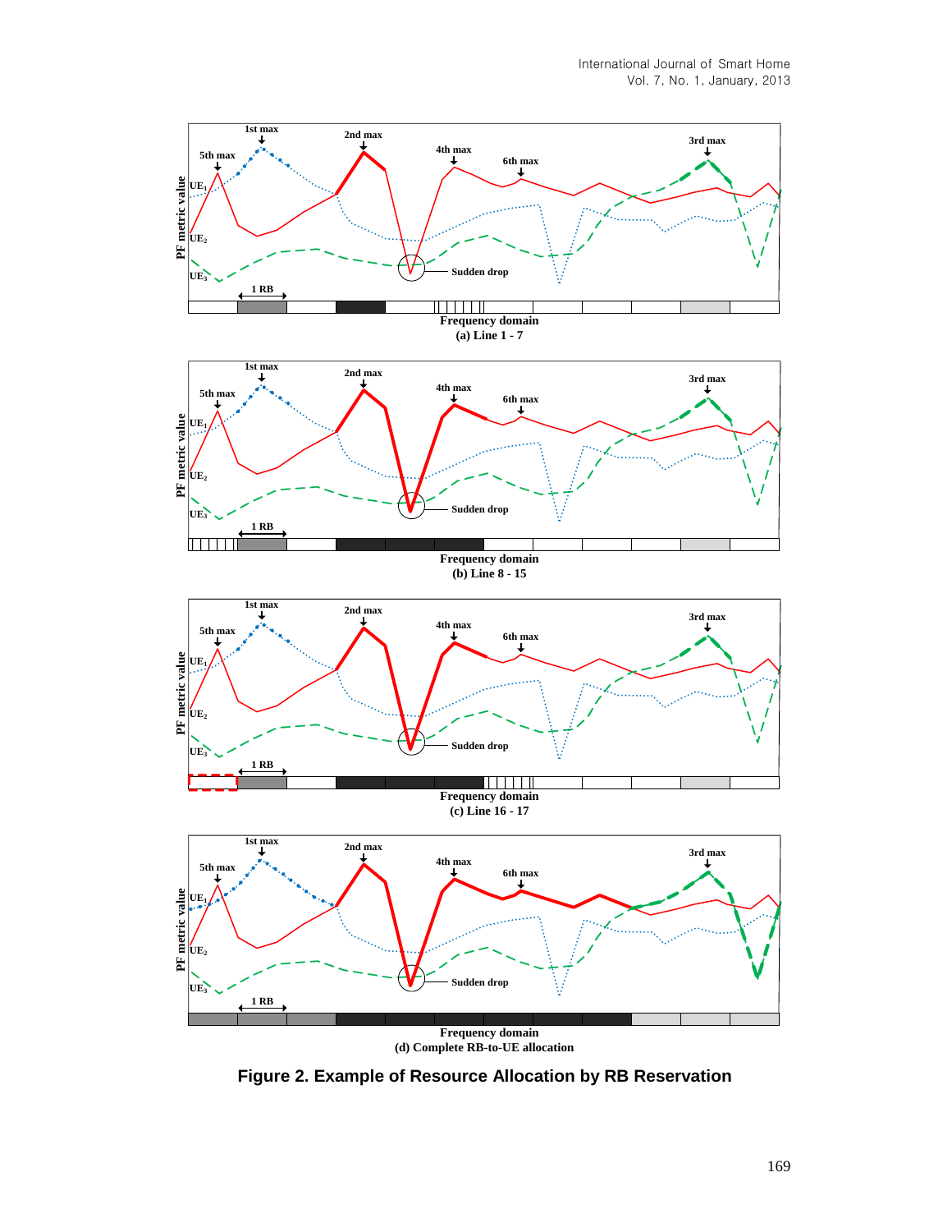**Figure 2. Example of Resource Allocation by RB Reservation**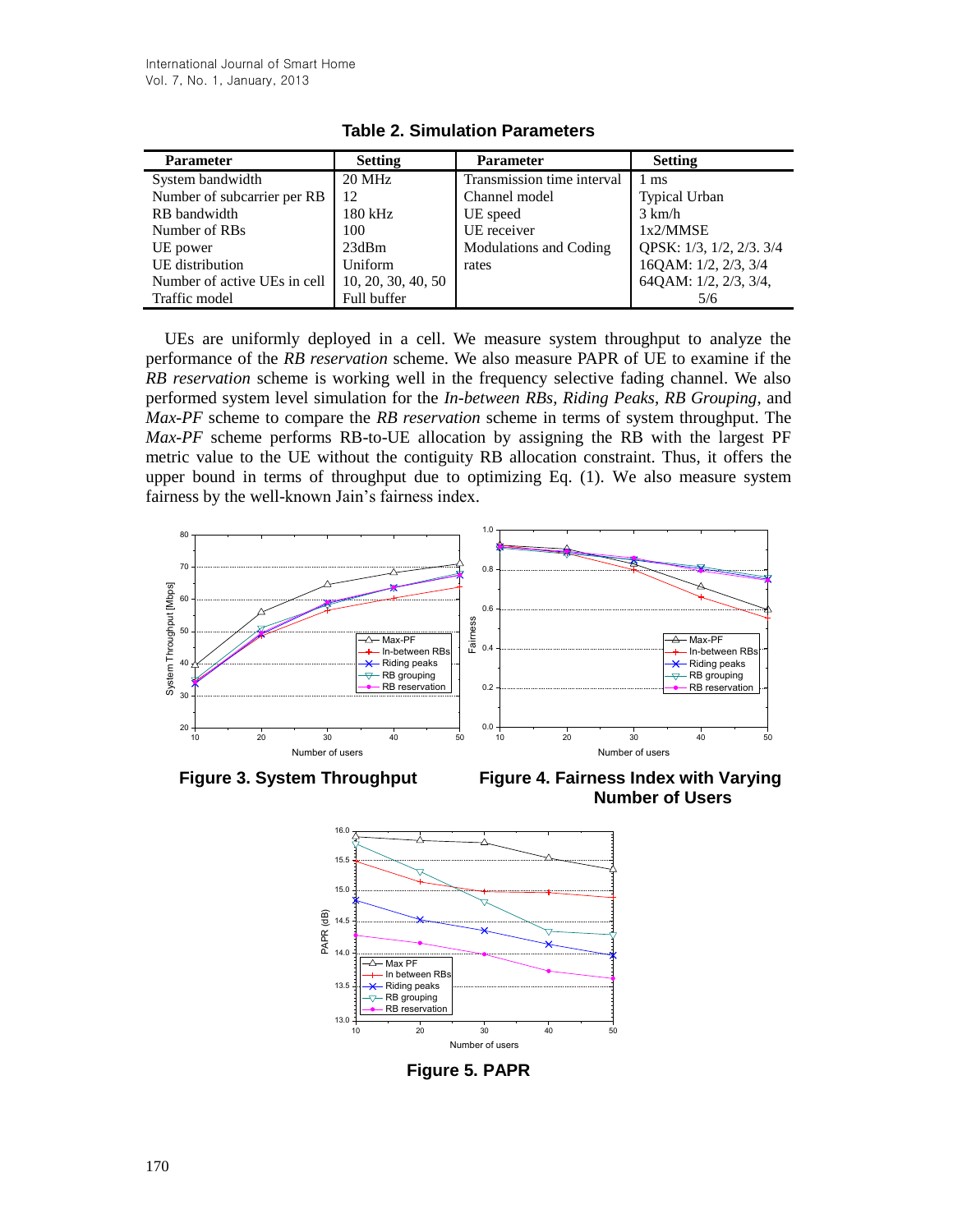**Table 2. Simulation Parameters**

| Parameter | Setting | Parameter | Setting |
|---|---|---|---|
| System bandwidth | 20 MHz | Transmission time interval | 1 ms |
| Number of subcarrier per RB | 12 | Channel model | Typical Urban |
| RB bandwidth | 180 kHz | UE speed | 3 km/h |
| Number of RBs | 100 | UE receiver | 1x2/MMSE |
| UE power | 23dBm | Modulations and Coding rates | QPSK: 1/3, 1/2, 2/3. 3/4 |
| UE distribution | Uniform | | 16QAM: 1/2, 2/3, 3/4 |
| Number of active UEs in cell | 10, 20, 30, 40, 50 | | 64QAM: 1/2, 2/3, 3/4, 5/6 |
| Traffic model | Full buffer | | |

UEs are uniformly deployed in a cell. We measure system throughput to analyze the performance of the *RB reservation* scheme. We also measure PAPR of UE to examine if the *RB reservation* scheme is working well in the frequency selective fading channel. We also performed system level simulation for the *In-between RBs*, *Riding Peaks*, *RB Grouping*, and *Max-PF* scheme to compare the *RB reservation* scheme in terms of system throughput. The *Max-PF* scheme performs RB-to-UE allocation by assigning the RB with the largest PF metric value to the UE without the contiguity RB allocation constraint. Thus, it offers the upper bound in terms of throughput due to optimizing Eq. (1). We also measure system fairness by the well-known Jain's fairness index.

**Figure 3. System Throughput**

**Figure 4. Fairness Index with Varying Number of Users**

**Figure 5. PAPR**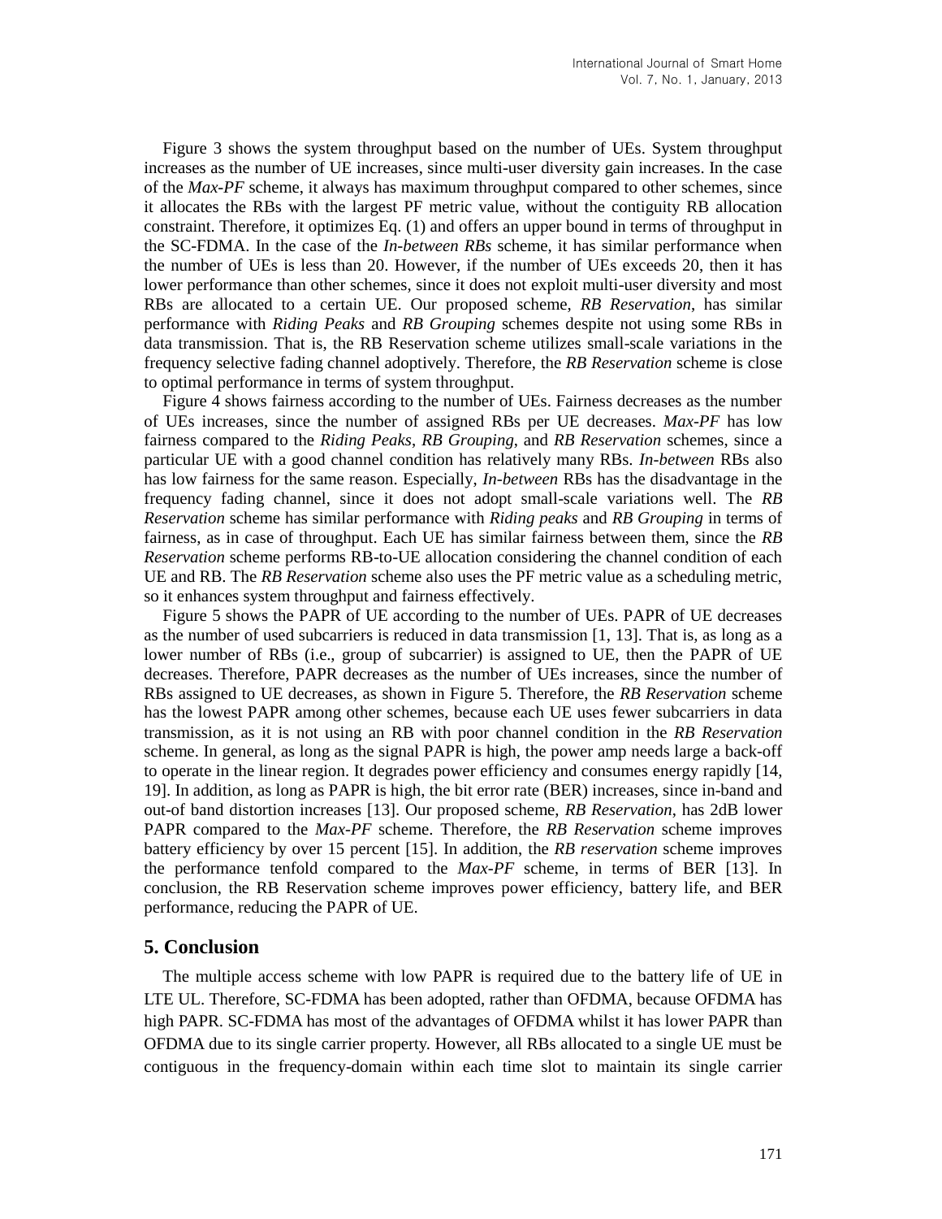Figure 3 shows the system throughput based on the number of UEs. System throughput increases as the number of UE increases, since multi-user diversity gain increases. In the case of the *Max-PF* scheme, it always has maximum throughput compared to other schemes, since it allocates the RBs with the largest PF metric value, without the contiguity RB allocation constraint. Therefore, it optimizes Eq. (1) and offers an upper bound in terms of throughput in the SC-FDMA. In the case of the *In-between RBs* scheme, it has similar performance when the number of UEs is less than 20. However, if the number of UEs exceeds 20, then it has lower performance than other schemes, since it does not exploit multi-user diversity and most RBs are allocated to a certain UE. Our proposed scheme, *RB Reservation*, has similar performance with *Riding Peaks* and *RB Grouping* schemes despite not using some RBs in data transmission. That is, the RB Reservation scheme utilizes small-scale variations in the frequency selective fading channel adoptively. Therefore, the *RB Reservation* scheme is close to optimal performance in terms of system throughput.

Figure 4 shows fairness according to the number of UEs. Fairness decreases as the number of UEs increases, since the number of assigned RBs per UE decreases. *Max-PF* has low fairness compared to the *Riding Peaks*, *RB Grouping*, and *RB Reservation* schemes, since a particular UE with a good channel condition has relatively many RBs. *In-between* RBs also has low fairness for the same reason. Especially, *In-between* RBs has the disadvantage in the frequency fading channel, since it does not adopt small-scale variations well. The *RB Reservation* scheme has similar performance with *Riding peaks* and *RB Grouping* in terms of fairness, as in case of throughput. Each UE has similar fairness between them, since the *RB Reservation* scheme performs RB-to-UE allocation considering the channel condition of each UE and RB. The *RB Reservation* scheme also uses the PF metric value as a scheduling metric, so it enhances system throughput and fairness effectively.

Figure 5 shows the PAPR of UE according to the number of UEs. PAPR of UE decreases as the number of used subcarriers is reduced in data transmission [1, 13]. That is, as long as a lower number of RBs (i.e., group of subcarrier) is assigned to UE, then the PAPR of UE decreases. Therefore, PAPR decreases as the number of UEs increases, since the number of RBs assigned to UE decreases, as shown in Figure 5. Therefore, the *RB Reservation* scheme has the lowest PAPR among other schemes, because each UE uses fewer subcarriers in data transmission, as it is not using an RB with poor channel condition in the *RB Reservation* scheme. In general, as long as the signal PAPR is high, the power amp needs large a back-off to operate in the linear region. It degrades power efficiency and consumes energy rapidly [14, 19]. In addition, as long as PAPR is high, the bit error rate (BER) increases, since in-band and out-of band distortion increases [13]. Our proposed scheme, *RB Reservation*, has 2dB lower PAPR compared to the *Max-PF* scheme. Therefore, the *RB Reservation* scheme improves battery efficiency by over 15 percent [15]. In addition, the *RB reservation* scheme improves the performance tenfold compared to the *Max-PF* scheme, in terms of BER [13]. In conclusion, the RB Reservation scheme improves power efficiency, battery life, and BER performance, reducing the PAPR of UE.

## 5. Conclusion

The multiple access scheme with low PAPR is required due to the battery life of UE in LTE UL. Therefore, SC-FDMA has been adopted, rather than OFDMA, because OFDMA has high PAPR. SC-FDMA has most of the advantages of OFDMA whilst it has lower PAPR than OFDMA due to its single carrier property. However, all RBs allocated to a single UE must be contiguous in the frequency-domain within each time slot to maintain its single carrier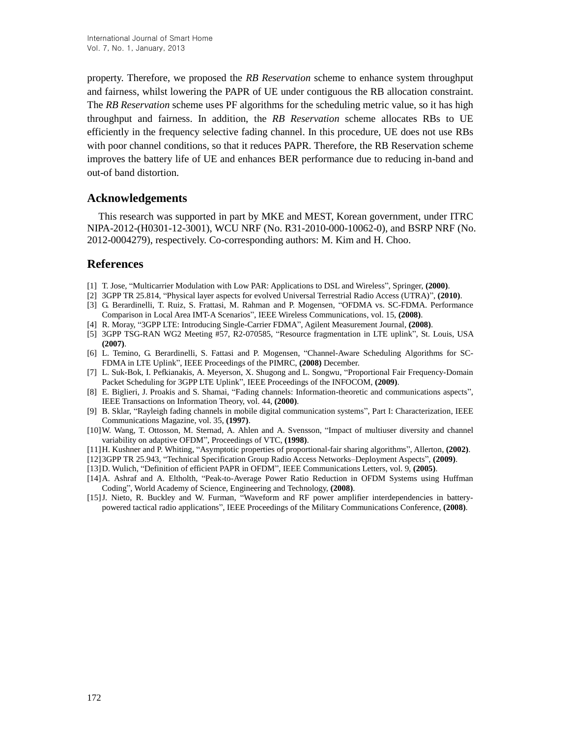property. Therefore, we proposed the *RB Reservation* scheme to enhance system throughput and fairness, whilst lowering the PAPR of UE under contiguous the RB allocation constraint. The *RB Reservation* scheme uses PF algorithms for the scheduling metric value, so it has high throughput and fairness. In addition, the *RB Reservation* scheme allocates RBs to UE efficiently in the frequency selective fading channel. In this procedure, UE does not use RBs with poor channel conditions, so that it reduces PAPR. Therefore, the RB Reservation scheme improves the battery life of UE and enhances BER performance due to reducing in-band and out-of band distortion.

## Acknowledgements

This research was supported in part by MKE and MEST, Korean government, under ITRC NIPA-2012-(H0301-12-3001), WCU NRF (No. R31-2010-000-10062-0), and BSRP NRF (No. 2012-0004279), respectively. Co-corresponding authors: M. Kim and H. Choo.

## References

[1] T. Jose, "Multicarrier Modulation with Low PAR: Applications to DSL and Wireless", Springer, **(2000)**.

[2] 3GPP TR 25.814, "Physical layer aspects for evolved Universal Terrestrial Radio Access (UTRA)", **(2010)**.

[3] G. Berardinelli, T. Ruiz, S. Frattasi, M. Rahman and P. Mogensen, "OFDMA vs. SC-FDMA. Performance Comparison in Local Area IMT-A Scenarios", IEEE Wireless Communications, vol. 15, **(2008)**.

[4] R. Moray, "3GPP LTE: Introducing Single-Carrier FDMA", Agilent Measurement Journal, **(2008)**.

[5] 3GPP TSG-RAN WG2 Meeting #57, R2-070585, "Resource fragmentation in LTE uplink", St. Louis, USA **(2007)**.

[6] L. Temino, G. Berardinelli, S. Fattasi and P. Mogensen, "Channel-Aware Scheduling Algorithms for SC-FDMA in LTE Uplink", IEEE Proceedings of the PIMRC, **(2008)** December.

[7] L. Suk-Bok, I. Pefkianakis, A. Meyerson, X. Shugong and L. Songwu, "Proportional Fair Frequency-Domain Packet Scheduling for 3GPP LTE Uplink", IEEE Proceedings of the INFOCOM, **(2009)**.

[8] E. Biglieri, J. Proakis and S. Shamai, "Fading channels: Information-theoretic and communications aspects", IEEE Transactions on Information Theory, vol. 44, **(2000)**.

[9] B. Sklar, "Rayleigh fading channels in mobile digital communication systems", Part I: Characterization, IEEE Communications Magazine, vol. 35, **(1997)**.

[10] W. Wang, T. Ottosson, M. Sternad, A. Ahlen and A. Svensson, "Impact of multiuser diversity and channel variability on adaptive OFDM", Proceedings of VTC, **(1998)**.

[11] H. Kushner and P. Whiting, "Asymptotic properties of proportional-fair sharing algorithms", Allerton, **(2002)**.

[12] 3GPP TR 25.943, "Technical Specification Group Radio Access Networks–Deployment Aspects", **(2009)**.

[13] D. Wulich, "Definition of efficient PAPR in OFDM", IEEE Communications Letters, vol. 9, **(2005)**.

[14] A. Ashraf and A. Eltholth, "Peak-to-Average Power Ratio Reduction in OFDM Systems using Huffman Coding", World Academy of Science, Engineering and Technology, **(2008)**.

[15] J. Nieto, R. Buckley and W. Furman, "Waveform and RF power amplifier interdependencies in battery-powered tactical radio applications", IEEE Proceedings of the Military Communications Conference, **(2008)**.